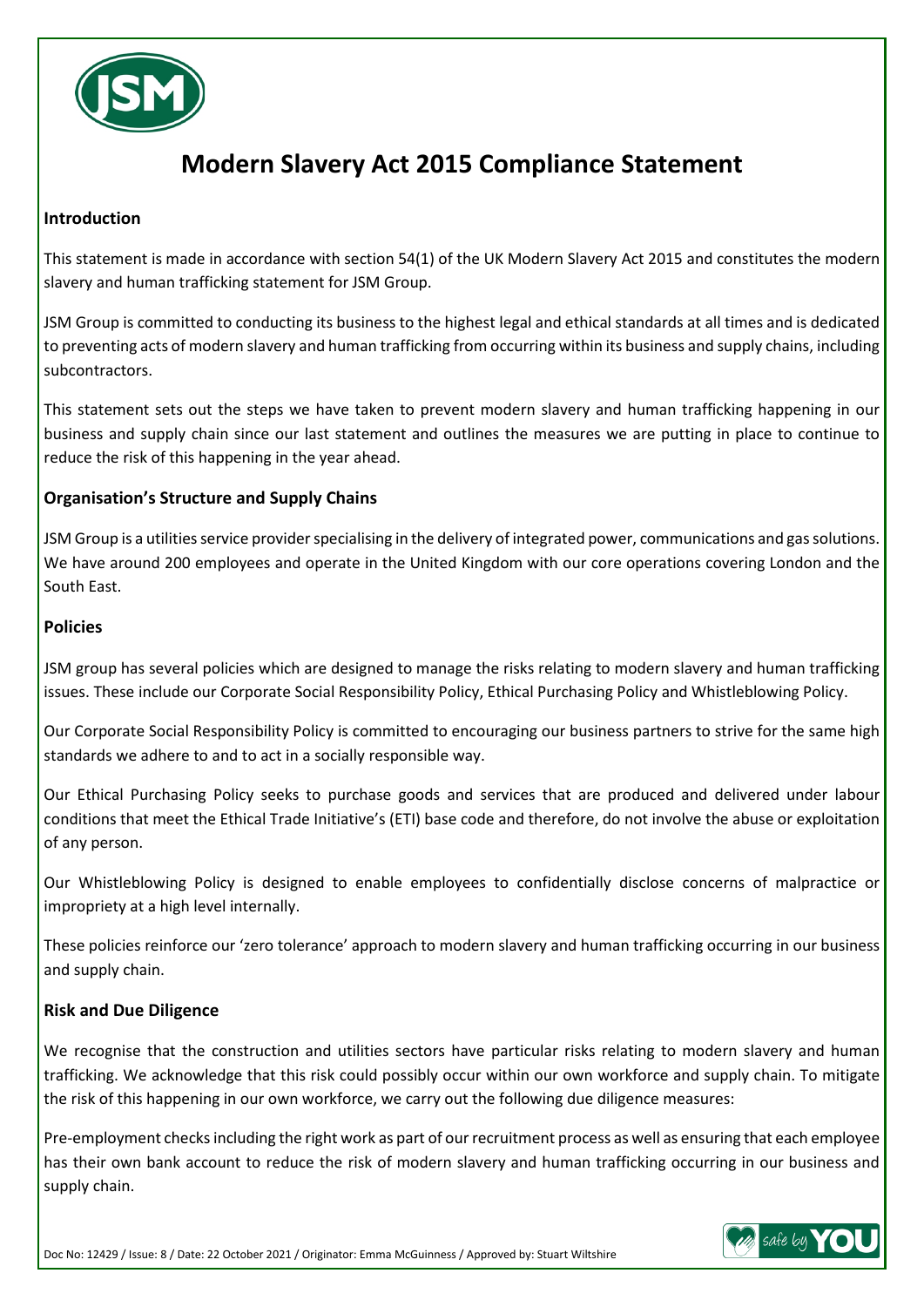# Modern Slavery Act 2015 Compliance Statement

## Introduction

This statement is made in accordance with section 54(1) of the UK Modern Slavery Act 2015 and constitutes the modern slavery and human trafficking statement for JSM Group.

JSM Group is committed to conducting its business to the highest legal and ethical standards at all times and is dedicated to preventing acts of modern slavery and human trafficking from occurring within its business and supply chains, including subcontractors.

This statement sets out the steps we have taken to prevent modern slavery and human trafficking happening in our business and supply chain since our last statement and outlines the measures we are putting in place to continue to reduce the risk of this happening in the year ahead.

## Organisation's Structure and Supply Chains

JSM Group is a utilities service provider specialising in the delivery of integrated power, communications and gas solutions. We have around 200 employees and operate in the United Kingdom with our core operations covering London and the South East.

## Policies

JSM group has several policies which are designed to manage the risks relating to modern slavery and human trafficking issues. These include our Corporate Social Responsibility Policy, Ethical Purchasing Policy and Whistleblowing Policy.

Our Corporate Social Responsibility Policy is committed to encouraging our business partners to strive for the same high standards we adhere to and to act in a socially responsible way.

Our Ethical Purchasing Policy seeks to purchase goods and services that are produced and delivered under labour conditions that meet the Ethical Trade Initiative's (ETI) base code and therefore, do not involve the abuse or exploitation of any person.

Our Whistleblowing Policy is designed to enable employees to confidentially disclose concerns of malpractice or impropriety at a high level internally.

These policies reinforce our 'zero tolerance' approach to modern slavery and human trafficking occurring in our business and supply chain.

## Risk and Due Diligence

We recognise that the construction and utilities sectors have particular risks relating to modern slavery and human trafficking. We acknowledge that this risk could possibly occur within our own workforce and supply chain. To mitigate the risk of this happening in our own workforce, we carry out the following due diligence measures:

Pre-employment checks including the right work as part of our recruitment process as well as ensuring that each employee has their own bank account to reduce the risk of modern slavery and human trafficking occurring in our business and supply chain.

Doc No: 12429 / Issue: 8 / Date: 22 October 2021 / Originator: Emma McGuinness / Approved by: Stuart Wiltshire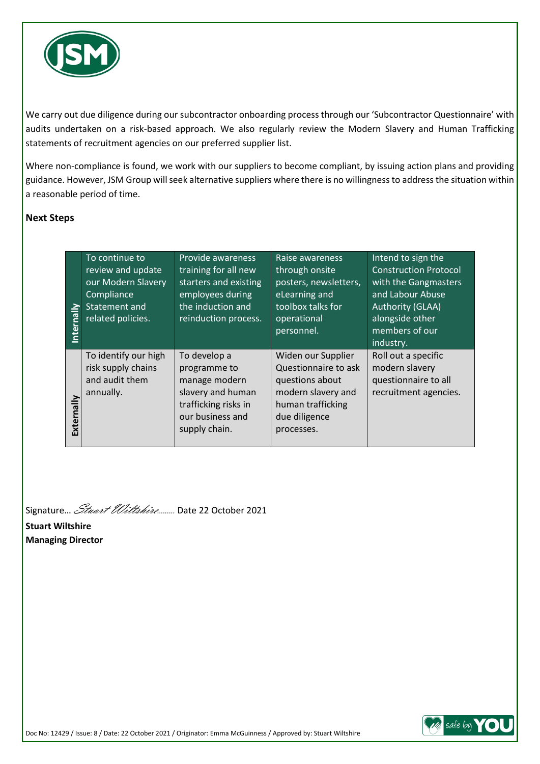We carry out due diligence during our subcontractor onboarding process through our 'Subcontractor Questionnaire' with audits undertaken on a risk-based approach. We also regularly review the Modern Slavery and Human Trafficking statements of recruitment agencies on our preferred supplier list.

Where non-compliance is found, we work with our suppliers to become compliant, by issuing action plans and providing guidance. However, JSM Group will seek alternative suppliers where there is no willingness to address the situation within a reasonable period of time.

**Next Steps**

| | | | | |
|---|---|---|---|---|
| **Internally** | To continue to review and update our Modern Slavery Compliance Statement and related policies. | Provide awareness training for all new starters and existing employees during the induction and reinduction process. | Raise awareness through onsite posters, newsletters, eLearning and toolbox talks for operational personnel. | Intend to sign the Construction Protocol with the Gangmasters and Labour Abuse Authority (GLAA) alongside other members of our industry. |
| **Externally** | To identify our high risk supply chains and audit them annually. | To develop a programme to manage modern slavery and human trafficking risks in our business and supply chain. | Widen our Supplier Questionnaire to ask questions about modern slavery and human trafficking due diligence processes. | Roll out a specific modern slavery questionnaire to all recruitment agencies. |

Signature… *Stuart Wiltshire*……… Date 22 October 2021

**Stuart Wiltshire**
**Managing Director**

Doc No: 12429 / Issue: 8 / Date: 22 October 2021 / Originator: Emma McGuinness / Approved by: Stuart Wiltshire